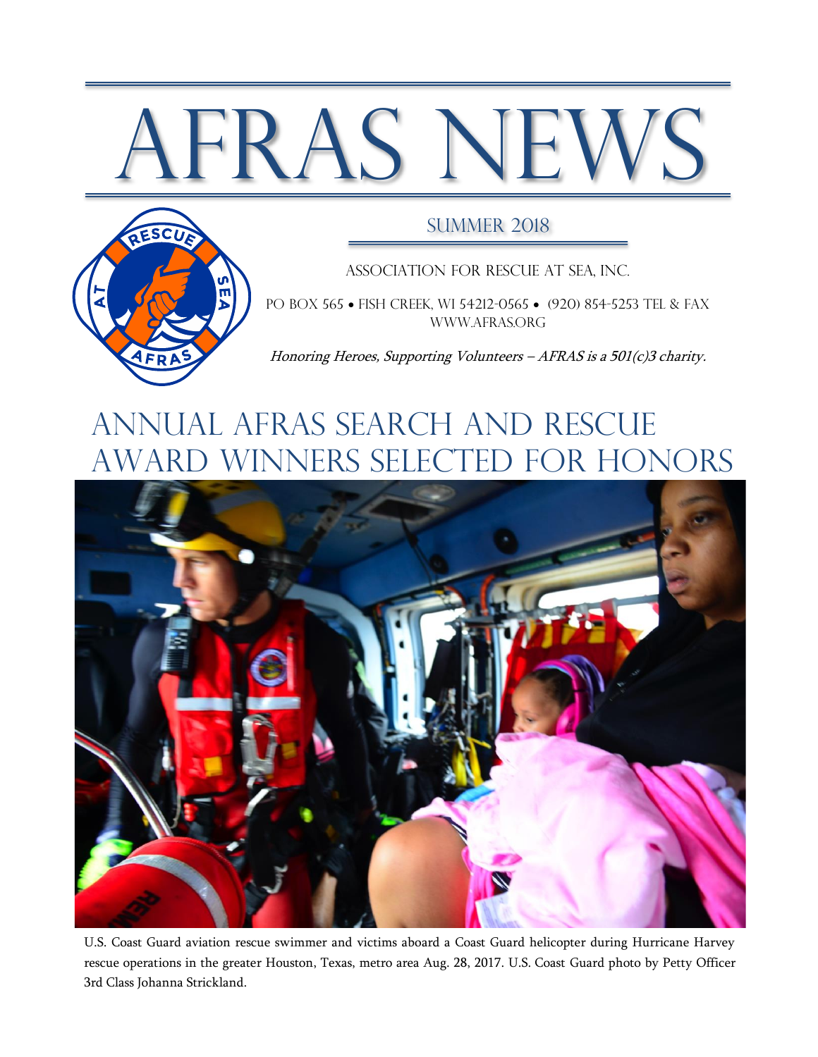# AFRAS NEWS

## SUMMER 2018

ASSOCIATION FOR RESCUE AT SEA, INC.

PO BOX 565 • FISH CREEK, WI 54212-0565 • (920) 854-5253 TEL & FAX
WWW.AFRAS.ORG

*Honoring Heroes, Supporting Volunteers – AFRAS is a 501(c)3 charity.*

# ANNUAL AFRAS SEARCH AND RESCUE AWARD WINNERS SELECTED FOR HONORS

U.S. Coast Guard aviation rescue swimmer and victims aboard a Coast Guard helicopter during Hurricane Harvey rescue operations in the greater Houston, Texas, metro area Aug. 28, 2017. U.S. Coast Guard photo by Petty Officer 3rd Class Johanna Strickland.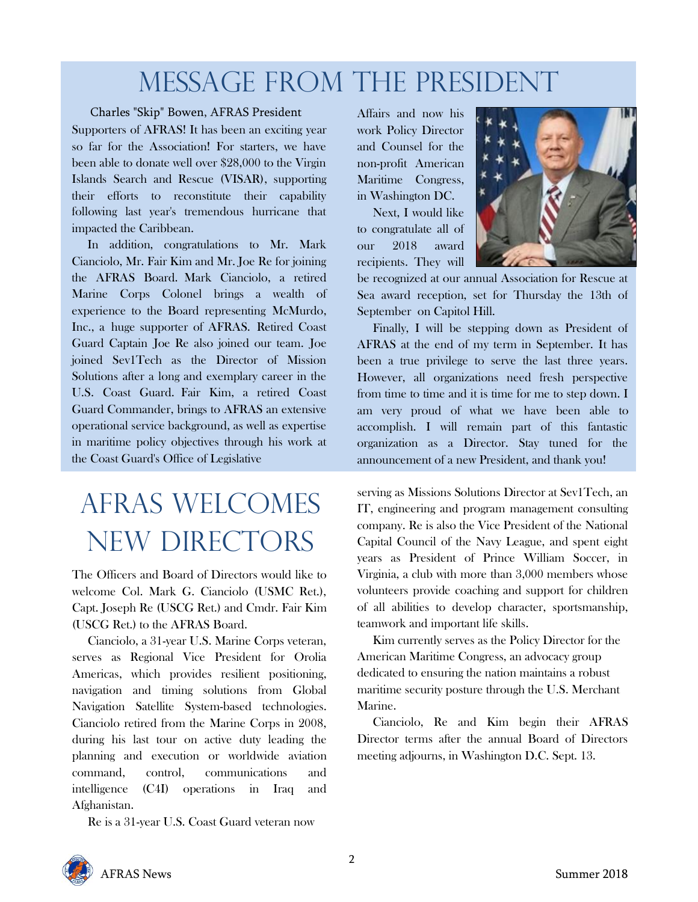# Message from the President

Charles "Skip" Bowen, AFRAS President

Supporters of AFRAS! It has been an exciting year so far for the Association! For starters, we have been able to donate well over $28,000 to the Virgin Islands Search and Rescue (VISAR), supporting their efforts to reconstitute their capability following last year's tremendous hurricane that impacted the Caribbean.

In addition, congratulations to Mr. Mark Cianciolo, Mr. Fair Kim and Mr. Joe Re for joining the AFRAS Board. Mark Cianciolo, a retired Marine Corps Colonel brings a wealth of experience to the Board representing McMurdo, Inc., a huge supporter of AFRAS. Retired Coast Guard Captain Joe Re also joined our team. Joe joined Sev1Tech as the Director of Mission Solutions after a long and exemplary career in the U.S. Coast Guard. Fair Kim, a retired Coast Guard Commander, brings to AFRAS an extensive operational service background, as well as expertise in maritime policy objectives through his work at the Coast Guard's Office of Legislative Affairs and now his work Policy Director and Counsel for the non-profit American Maritime Congress, in Washington DC.

Next, I would like to congratulate all of our 2018 award recipients. They will be recognized at our annual Association for Rescue at Sea award reception, set for Thursday the 13th of September on Capitol Hill.

Finally, I will be stepping down as President of AFRAS at the end of my term in September. It has been a true privilege to serve the last three years. However, all organizations need fresh perspective from time to time and it is time for me to step down. I am very proud of what we have been able to accomplish. I will remain part of this fantastic organization as a Director. Stay tuned for the announcement of a new President, and thank you!

# AFRAS Welcomes New Directors

The Officers and Board of Directors would like to welcome Col. Mark G. Cianciolo (USMC Ret.), Capt. Joseph Re (USCG Ret.) and Cmdr. Fair Kim (USCG Ret.) to the AFRAS Board.

Cianciolo, a 31-year U.S. Marine Corps veteran, serves as Regional Vice President for Orolia Americas, which provides resilient positioning, navigation and timing solutions from Global Navigation Satellite System-based technologies. Cianciolo retired from the Marine Corps in 2008, during his last tour on active duty leading the planning and execution or worldwide aviation command, control, communications and intelligence (C4I) operations in Iraq and Afghanistan.

Re is a 31-year U.S. Coast Guard veteran now serving as Missions Solutions Director at Sev1Tech, an IT, engineering and program management consulting company. Re is also the Vice President of the National Capital Council of the Navy League, and spent eight years as President of Prince William Soccer, in Virginia, a club with more than 3,000 members whose volunteers provide coaching and support for children of all abilities to develop character, sportsmanship, teamwork and important life skills.

Kim currently serves as the Policy Director for the American Maritime Congress, an advocacy group dedicated to ensuring the nation maintains a robust maritime security posture through the U.S. Merchant Marine.

Cianciolo, Re and Kim begin their AFRAS Director terms after the annual Board of Directors meeting adjourns, in Washington D.C. Sept. 13.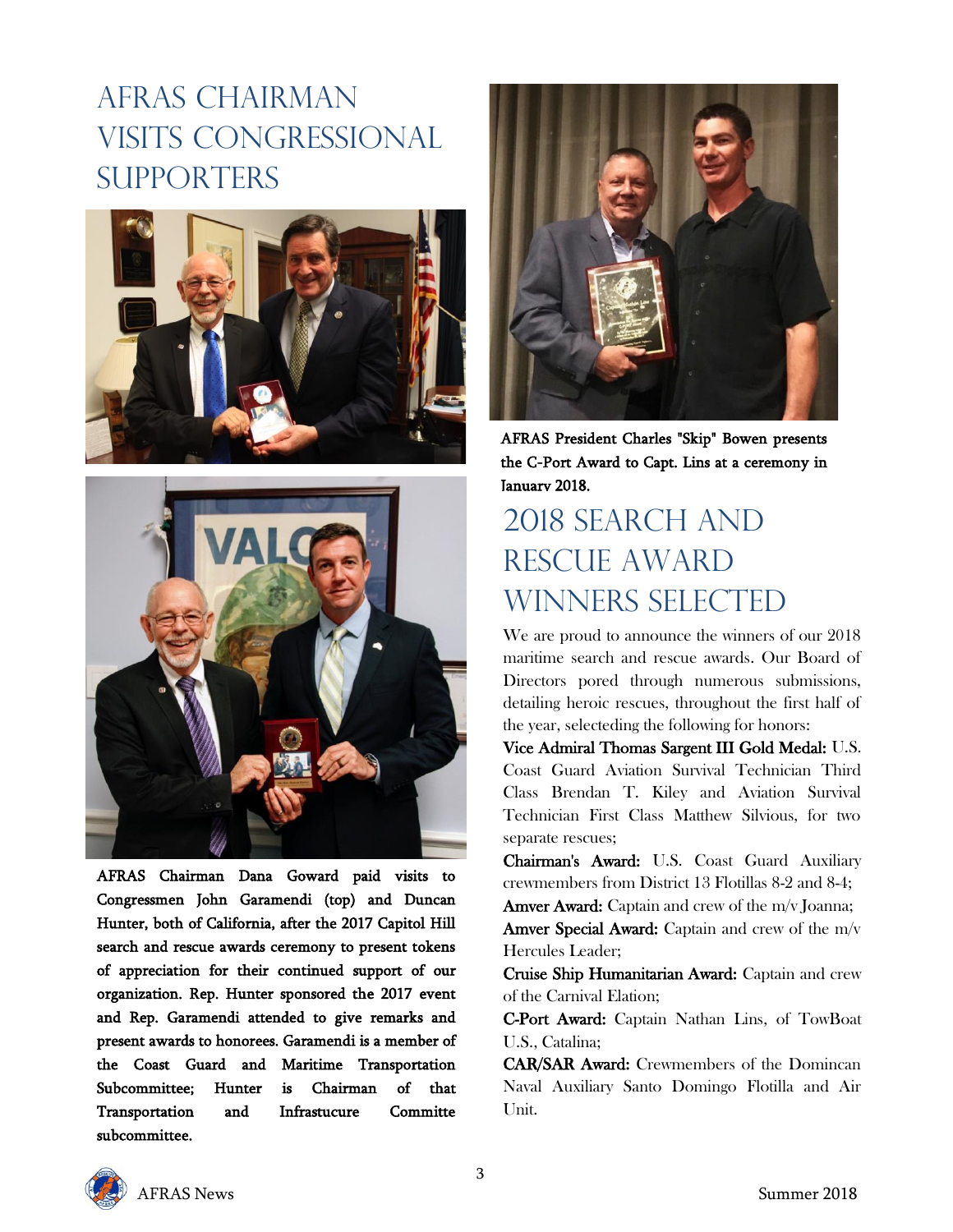# AFRAS Chairman Visits Congressional Supporters

**AFRAS Chairman Dana Goward paid visits to Congressmen John Garamendi (top) and Duncan Hunter, both of California, after the 2017 Capitol Hill search and rescue awards ceremony to present tokens of appreciation for their continued support of our organization. Rep. Hunter sponsored the 2017 event and Rep. Garamendi attended to give remarks and present awards to honorees. Garamendi is a member of the Coast Guard and Maritime Transportation Subcommittee; Hunter is Chairman of that Transportation and Infrastucure Committe subcommittee.**

**AFRAS President Charles "Skip" Bowen presents the C-Port Award to Capt. Lins at a ceremony in January 2018.**

# 2018 Search and Rescue Award Winners Selected

We are proud to announce the winners of our 2018 maritime search and rescue awards. Our Board of Directors pored through numerous submissions, detailing heroic rescues, throughout the first half of the year, selecteding the following for honors:

**Vice Admiral Thomas Sargent III Gold Medal:** U.S. Coast Guard Aviation Survival Technician Third Class Brendan T. Kiley and Aviation Survival Technician First Class Matthew Silvious, for two separate rescues;

**Chairman's Award:** U.S. Coast Guard Auxiliary crewmembers from District 13 Flotillas 8-2 and 8-4;

**Amver Award:** Captain and crew of the m/v Joanna;

**Amver Special Award:** Captain and crew of the m/v Hercules Leader;

**Cruise Ship Humanitarian Award:** Captain and crew of the Carnival Elation;

**C-Port Award:** Captain Nathan Lins, of TowBoat U.S., Catalina;

**CAR/SAR Award:** Crewmembers of the Domincan Naval Auxiliary Santo Domingo Flotilla and Air Unit.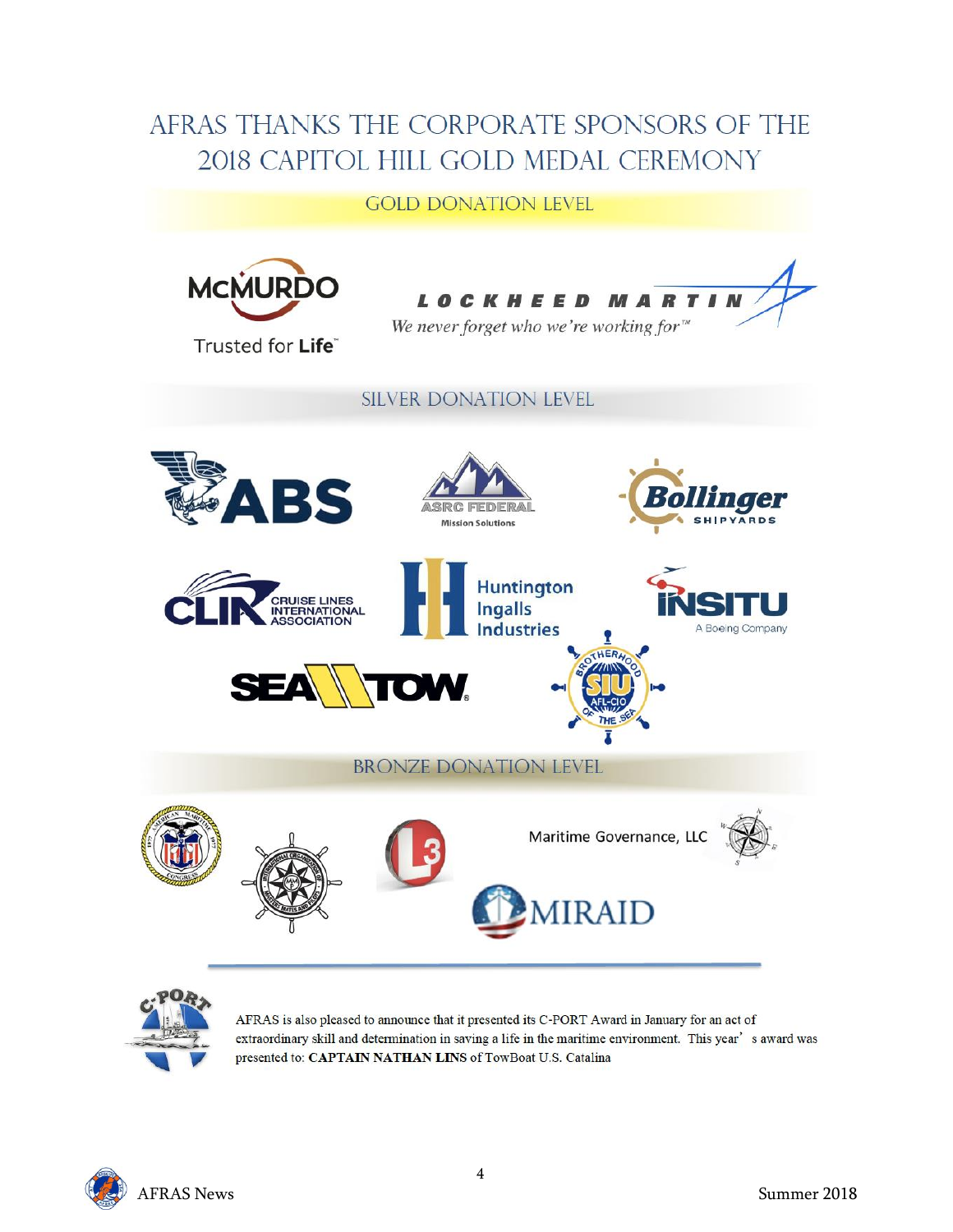# AFRAS THANKS THE CORPORATE SPONSORS OF THE 2018 CAPITOL HILL GOLD MEDAL CEREMONY

## GOLD DONATION LEVEL

McMURDO — Trusted for Life™

LOCKHEED MARTIN — *We never forget who we're working for™*

## SILVER DONATION LEVEL

ABS

ASRC FEDERAL — Mission Solutions

Bollinger SHIPYARDS

CLIA — CRUISE LINES INTERNATIONAL ASSOCIATION

Huntington Ingalls Industries

INSITU — A Boeing Company

SEA TOW®

SIU — BROTHERHOOD OF THE SEA — AFL-CIO

## BRONZE DONATION LEVEL

American Maritime Congress

International Organization of Masters, Mates and Pilots

L3

Maritime Governance, LLC

MIRAID

---

AFRAS is also pleased to announce that it presented its C-PORT Award in January for an act of extraordinary skill and determination in saving a life in the maritime environment. This year's award was presented to: **CAPTAIN NATHAN LINS** of TowBoat U.S. Catalina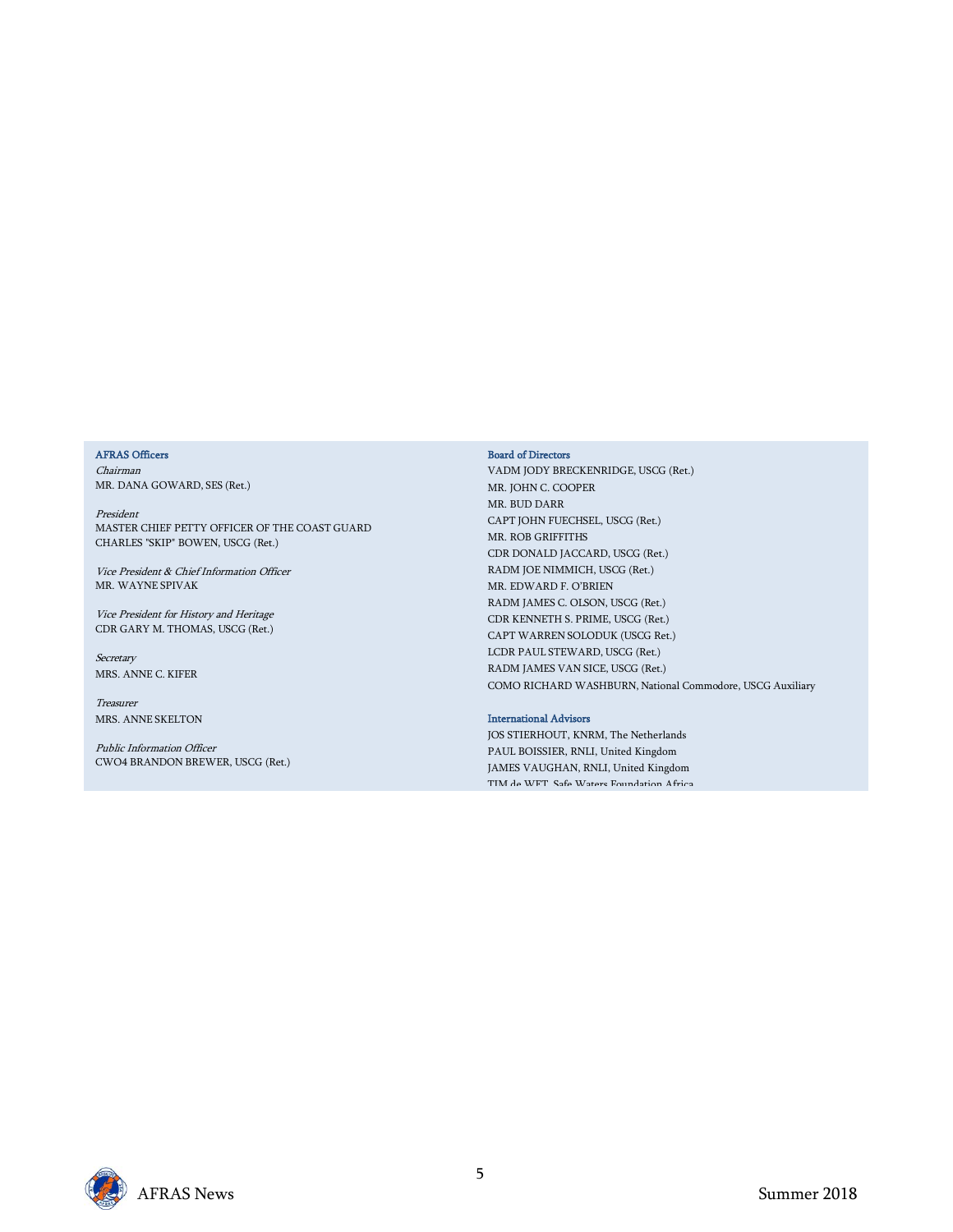### AFRAS Officers

*Chairman*
MR. DANA GOWARD, SES (Ret.)

*President*
MASTER CHIEF PETTY OFFICER OF THE COAST GUARD CHARLES "SKIP" BOWEN, USCG (Ret.)

*Vice President & Chief Information Officer*
MR. WAYNE SPIVAK

*Vice President for History and Heritage*
CDR GARY M. THOMAS, USCG (Ret.)

*Secretary*
MRS. ANNE C. KIFER

*Treasurer*
MRS. ANNE SKELTON

*Public Information Officer*
CWO4 BRANDON BREWER, USCG (Ret.)

### Board of Directors

VADM JODY BRECKENRIDGE, USCG (Ret.)
MR. JOHN C. COOPER
MR. BUD DARR
CAPT JOHN FUECHSEL, USCG (Ret.)
MR. ROB GRIFFITHS
CDR DONALD JACCARD, USCG (Ret.)
RADM JOE NIMMICH, USCG (Ret.)
MR. EDWARD F. O'BRIEN
RADM JAMES C. OLSON, USCG (Ret.)
CDR KENNETH S. PRIME, USCG (Ret.)
CAPT WARREN SOLODUK (USCG Ret.)
LCDR PAUL STEWARD, USCG (Ret.)
RADM JAMES VAN SICE, USCG (Ret.)
COMO RICHARD WASHBURN, National Commodore, USCG Auxiliary

### International Advisors

JOS STIERHOUT, KNRM, The Netherlands
PAUL BOISSIER, RNLI, United Kingdom
JAMES VAUGHAN, RNLI, United Kingdom
TIM de WET, Safe Waters Foundation Africa